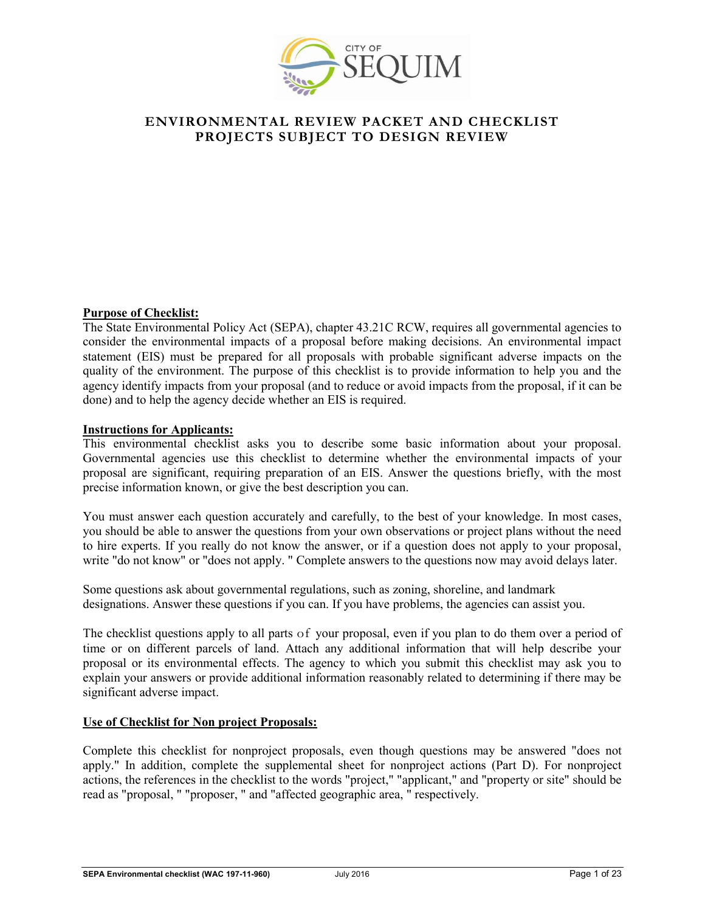CITY OF SEQUIM

# ENVIRONMENTAL REVIEW PACKET AND CHECKLIST
# PROJECTS SUBJECT TO DESIGN REVIEW

**Purpose of Checklist:**

The State Environmental Policy Act (SEPA), chapter 43.21C RCW, requires all governmental agencies to consider the environmental impacts of a proposal before making decisions. An environmental impact statement (EIS) must be prepared for all proposals with probable significant adverse impacts on the quality of the environment. The purpose of this checklist is to provide information to help you and the agency identify impacts from your proposal (and to reduce or avoid impacts from the proposal, if it can be done) and to help the agency decide whether an EIS is required.

**Instructions for Applicants:**

This environmental checklist asks you to describe some basic information about your proposal. Governmental agencies use this checklist to determine whether the environmental impacts of your proposal are significant, requiring preparation of an EIS. Answer the questions briefly, with the most precise information known, or give the best description you can.

You must answer each question accurately and carefully, to the best of your knowledge. In most cases, you should be able to answer the questions from your own observations or project plans without the need to hire experts. If you really do not know the answer, or if a question does not apply to your proposal, write "do not know" or "does not apply. " Complete answers to the questions now may avoid delays later.

Some questions ask about governmental regulations, such as zoning, shoreline, and landmark designations. Answer these questions if you can. If you have problems, the agencies can assist you.

The checklist questions apply to all parts of your proposal, even if you plan to do them over a period of time or on different parcels of land. Attach any additional information that will help describe your proposal or its environmental effects. The agency to which you submit this checklist may ask you to explain your answers or provide additional information reasonably related to determining if there may be significant adverse impact.

**Use of Checklist for Non project Proposals:**

Complete this checklist for nonproject proposals, even though questions may be answered "does not apply." In addition, complete the supplemental sheet for nonproject actions (Part D). For nonproject actions, the references in the checklist to the words "project," "applicant," and "property or site" should be read as "proposal, " "proposer, " and "affected geographic area, " respectively.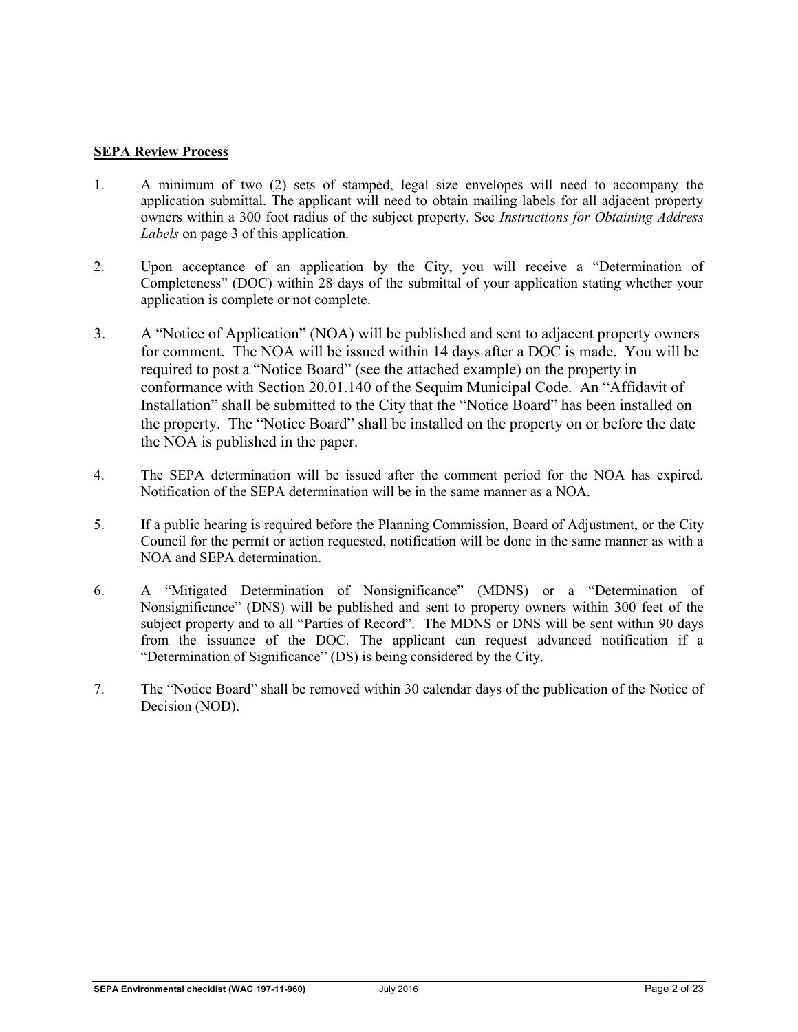**SEPA Review Process**

1. A minimum of two (2) sets of stamped, legal size envelopes will need to accompany the application submittal. The applicant will need to obtain mailing labels for all adjacent property owners within a 300 foot radius of the subject property. See *Instructions for Obtaining Address Labels* on page 3 of this application.

2. Upon acceptance of an application by the City, you will receive a "Determination of Completeness" (DOC) within 28 days of the submittal of your application stating whether your application is complete or not complete.

3. A "Notice of Application" (NOA) will be published and sent to adjacent property owners for comment. The NOA will be issued within 14 days after a DOC is made. You will be required to post a "Notice Board" (see the attached example) on the property in conformance with Section 20.01.140 of the Sequim Municipal Code. An "Affidavit of Installation" shall be submitted to the City that the "Notice Board" has been installed on the property. The "Notice Board" shall be installed on the property on or before the date the NOA is published in the paper.

4. The SEPA determination will be issued after the comment period for the NOA has expired. Notification of the SEPA determination will be in the same manner as a NOA.

5. If a public hearing is required before the Planning Commission, Board of Adjustment, or the City Council for the permit or action requested, notification will be done in the same manner as with a NOA and SEPA determination.

6. A "Mitigated Determination of Nonsignificance" (MDNS) or a "Determination of Nonsignificance" (DNS) will be published and sent to property owners within 300 feet of the subject property and to all "Parties of Record". The MDNS or DNS will be sent within 90 days from the issuance of the DOC. The applicant can request advanced notification if a "Determination of Significance" (DS) is being considered by the City.

7. The "Notice Board" shall be removed within 30 calendar days of the publication of the Notice of Decision (NOD).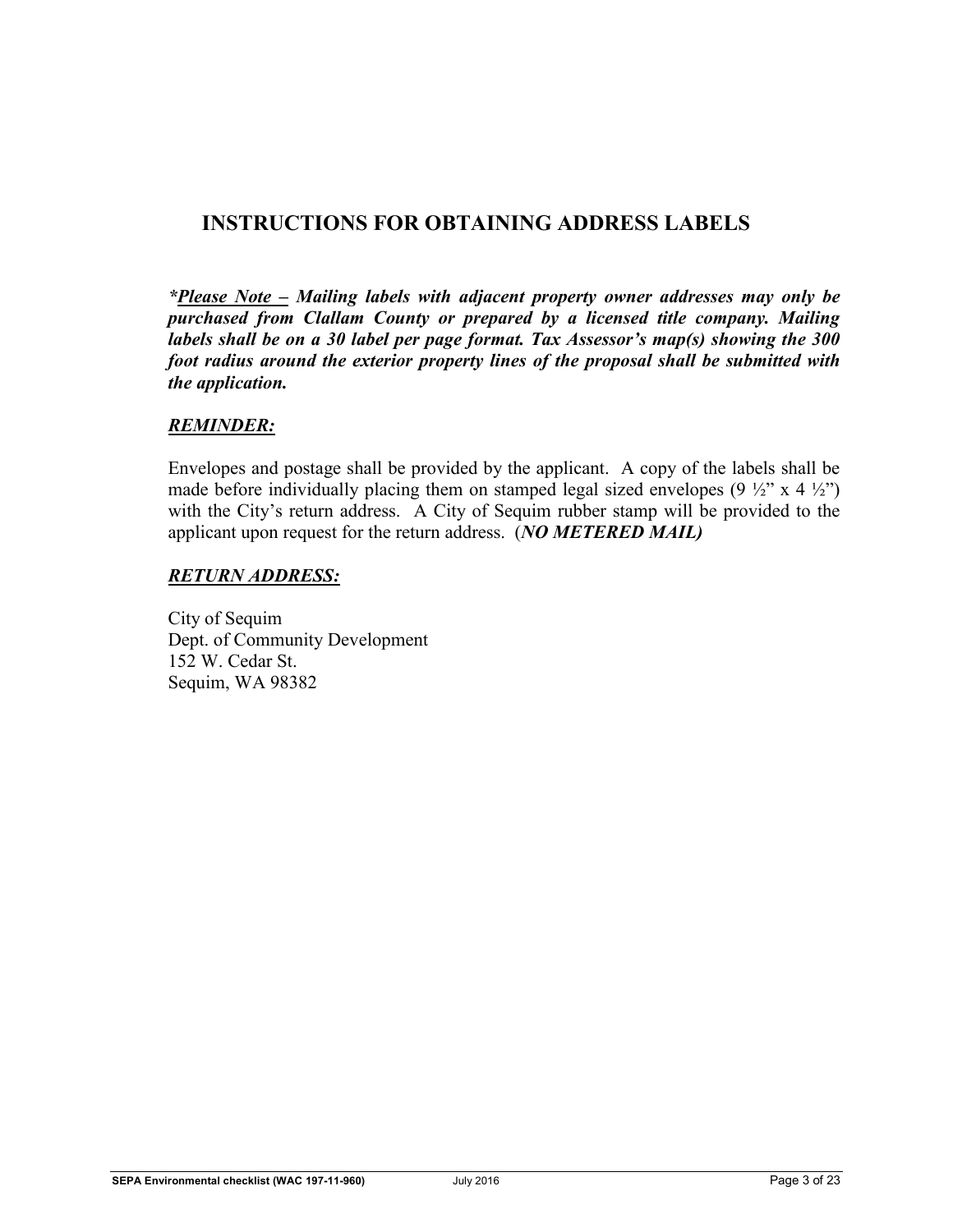## INSTRUCTIONS FOR OBTAINING ADDRESS LABELS

***Please Note – Mailing labels with adjacent property owner addresses may only be purchased from Clallam County or prepared by a licensed title company. Mailing labels shall be on a 30 label per page format. Tax Assessor's map(s) showing the 300 foot radius around the exterior property lines of the proposal shall be submitted with the application.***

***REMINDER:***

Envelopes and postage shall be provided by the applicant. A copy of the labels shall be made before individually placing them on stamped legal sized envelopes (9 ½" x 4 ½") with the City's return address. A City of Sequim rubber stamp will be provided to the applicant upon request for the return address. (***NO METERED MAIL)***

***RETURN ADDRESS:***

City of Sequim
Dept. of Community Development
152 W. Cedar St.
Sequim, WA 98382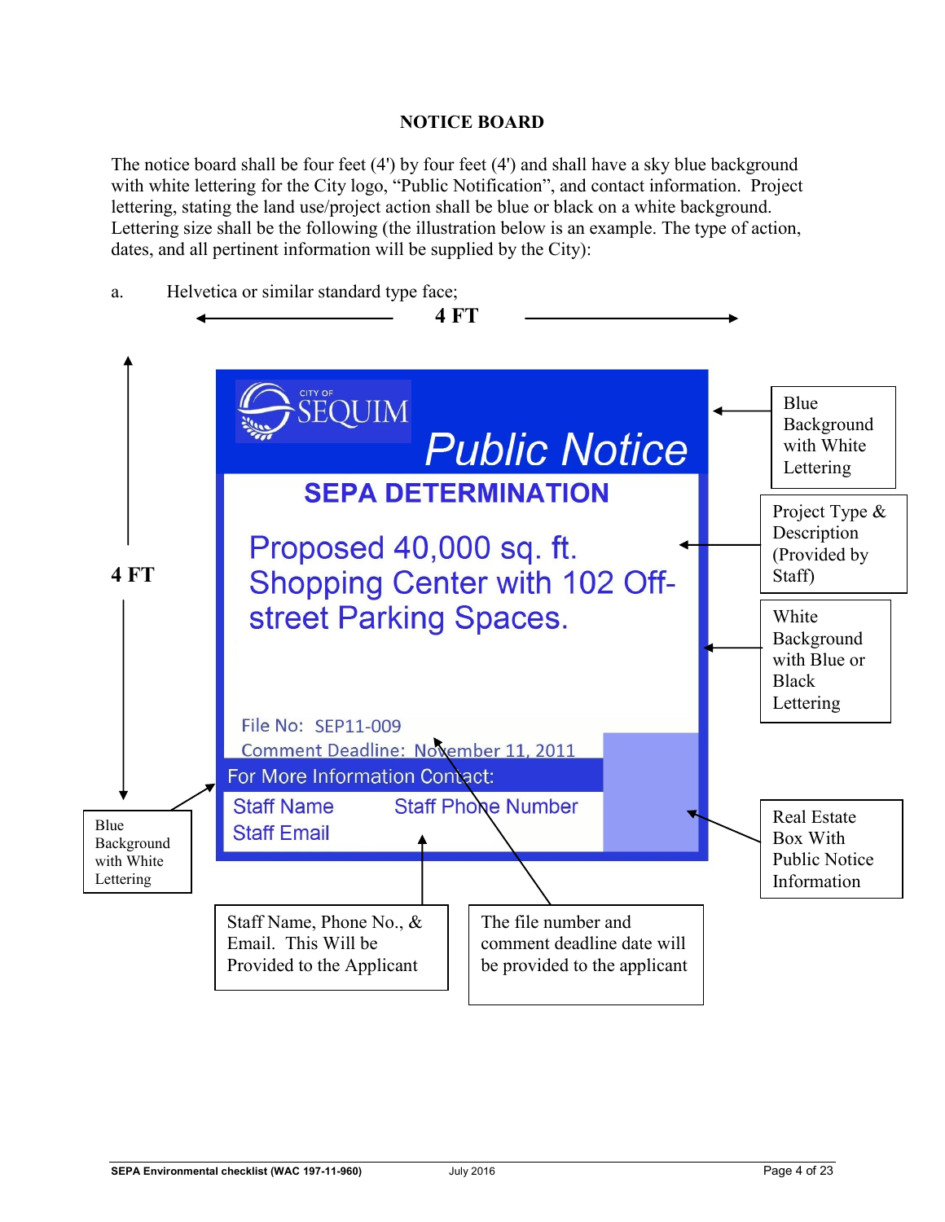## NOTICE BOARD

The notice board shall be four feet (4') by four feet (4') and shall have a sky blue background with white lettering for the City logo, "Public Notification", and contact information. Project lettering, stating the land use/project action shall be blue or black on a white background. Lettering size shall be the following (the illustration below is an example. The type of action, dates, and all pertinent information will be supplied by the City):

a. Helvetica or similar standard type face;

4 FT

4 FT

CITY OF SEQUIM

Public Notice

SEPA DETERMINATION

Proposed 40,000 sq. ft. Shopping Center with 102 Off-street Parking Spaces.

File No: SEP11-009

Comment Deadline: November 11, 2011

For More Information Contact:

Staff Name Staff Phone Number

Staff Email

Blue Background with White Lettering

Project Type & Description (Provided by Staff)

White Background with Blue or Black Lettering

Real Estate Box With Public Notice Information

Blue Background with White Lettering

Staff Name, Phone No., & Email. This Will be Provided to the Applicant

The file number and comment deadline date will be provided to the applicant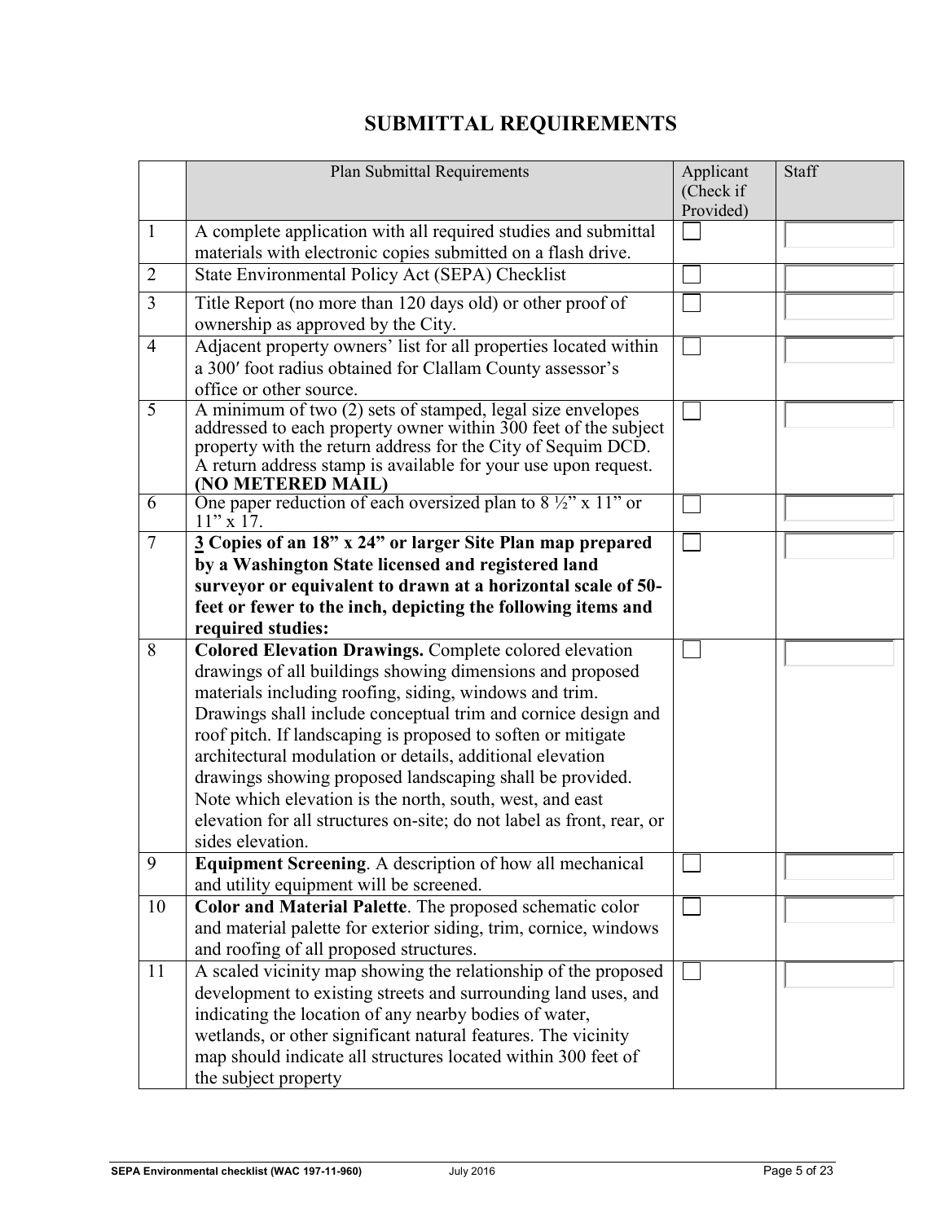# SUBMITTAL REQUIREMENTS

| | Plan Submittal Requirements | Applicant (Check if Provided) | Staff |
|---|---|---|---|
| 1 | A complete application with all required studies and submittal materials with electronic copies submitted on a flash drive. | ☐ | |
| 2 | State Environmental Policy Act (SEPA) Checklist | ☐ | |
| 3 | Title Report (no more than 120 days old) or other proof of ownership as approved by the City. | ☐ | |
| 4 | Adjacent property owners' list for all properties located within a 300′ foot radius obtained for Clallam County assessor's office or other source. | ☐ | |
| 5 | A minimum of two (2) sets of stamped, legal size envelopes addressed to each property owner within 300 feet of the subject property with the return address for the City of Sequim DCD. A return address stamp is available for your use upon request. **(NO METERED MAIL)** | ☐ | |
| 6 | One paper reduction of each oversized plan to 8 ½" x 11" or 11" x 17. | ☐ | |
| 7 | **3 Copies of an 18" x 24" or larger Site Plan map prepared by a Washington State licensed and registered land surveyor or equivalent to drawn at a horizontal scale of 50-feet or fewer to the inch, depicting the following items and required studies:** | ☐ | |
| 8 | **Colored Elevation Drawings.** Complete colored elevation drawings of all buildings showing dimensions and proposed materials including roofing, siding, windows and trim. Drawings shall include conceptual trim and cornice design and roof pitch. If landscaping is proposed to soften or mitigate architectural modulation or details, additional elevation drawings showing proposed landscaping shall be provided. Note which elevation is the north, south, west, and east elevation for all structures on-site; do not label as front, rear, or sides elevation. | ☐ | |
| 9 | **Equipment Screening**. A description of how all mechanical and utility equipment will be screened. | ☐ | |
| 10 | **Color and Material Palette**. The proposed schematic color and material palette for exterior siding, trim, cornice, windows and roofing of all proposed structures. | ☐ | |
| 11 | A scaled vicinity map showing the relationship of the proposed development to existing streets and surrounding land uses, and indicating the location of any nearby bodies of water, wetlands, or other significant natural features. The vicinity map should indicate all structures located within 300 feet of the subject property | ☐ | |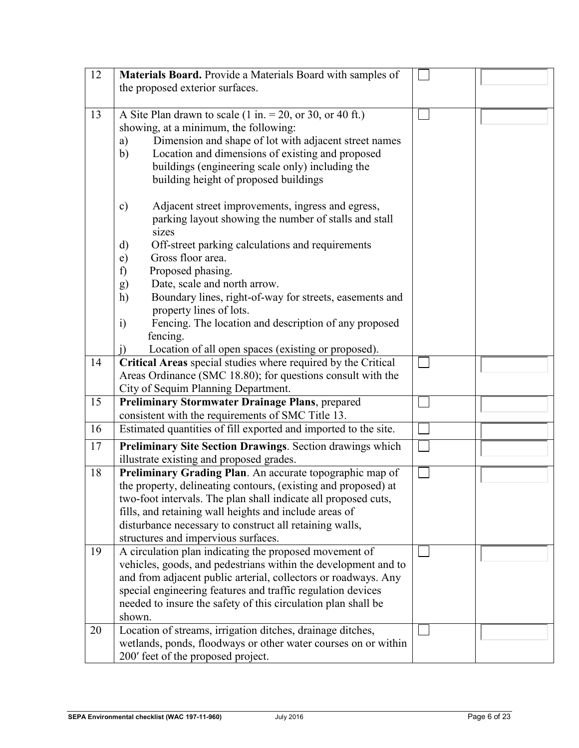| | | | |
|---|---|---|---|
| 12 | **Materials Board.** Provide a Materials Board with samples of the proposed exterior surfaces. | ☐ | |
| 13 | A Site Plan drawn to scale (1 in. = 20, or 30, or 40 ft.) showing, at a minimum, the following:<br>a) Dimension and shape of lot with adjacent street names<br>b) Location and dimensions of existing and proposed buildings (engineering scale only) including the building height of proposed buildings<br>c) Adjacent street improvements, ingress and egress, parking layout showing the number of stalls and stall sizes<br>d) Off-street parking calculations and requirements<br>e) Gross floor area.<br>f) Proposed phasing.<br>g) Date, scale and north arrow.<br>h) Boundary lines, right-of-way for streets, easements and property lines of lots.<br>i) Fencing. The location and description of any proposed fencing.<br>j) Location of all open spaces (existing or proposed). | ☐ | |
| 14 | **Critical Areas** special studies where required by the Critical Areas Ordinance (SMC 18.80); for questions consult with the City of Sequim Planning Department. | ☐ | |
| 15 | **Preliminary Stormwater Drainage Plans**, prepared consistent with the requirements of SMC Title 13. | ☐ | |
| 16 | Estimated quantities of fill exported and imported to the site. | ☐ | |
| 17 | **Preliminary Site Section Drawings**. Section drawings which illustrate existing and proposed grades. | ☐ | |
| 18 | **Preliminary Grading Plan**. An accurate topographic map of the property, delineating contours, (existing and proposed) at two-foot intervals. The plan shall indicate all proposed cuts, fills, and retaining wall heights and include areas of disturbance necessary to construct all retaining walls, structures and impervious surfaces. | ☐ | |
| 19 | A circulation plan indicating the proposed movement of vehicles, goods, and pedestrians within the development and to and from adjacent public arterial, collectors or roadways. Any special engineering features and traffic regulation devices needed to insure the safety of this circulation plan shall be shown. | ☐ | |
| 20 | Location of streams, irrigation ditches, drainage ditches, wetlands, ponds, floodways or other water courses on or within 200′ feet of the proposed project. | ☐ | |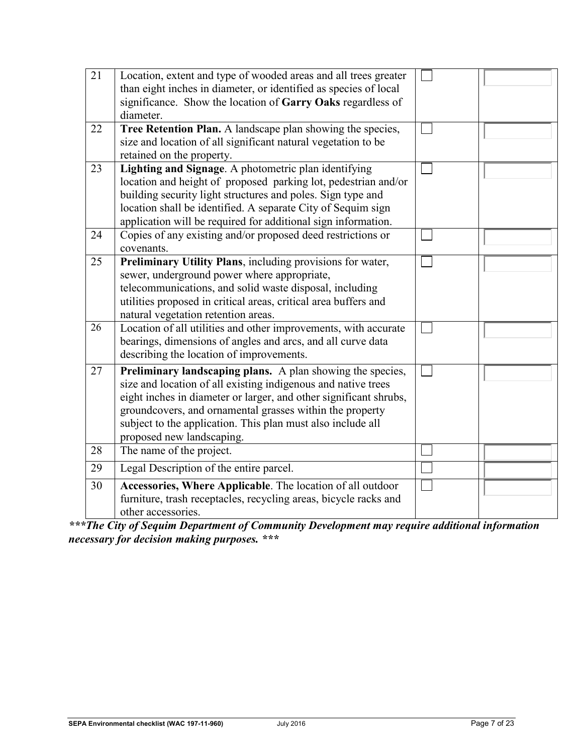| | | | |
|---|---|---|---|
| 21 | Location, extent and type of wooded areas and all trees greater than eight inches in diameter, or identified as species of local significance. Show the location of **Garry Oaks** regardless of diameter. | ☐ | |
| 22 | **Tree Retention Plan.** A landscape plan showing the species, size and location of all significant natural vegetation to be retained on the property. | ☐ | |
| 23 | **Lighting and Signage**. A photometric plan identifying location and height of proposed parking lot, pedestrian and/or building security light structures and poles. Sign type and location shall be identified. A separate City of Sequim sign application will be required for additional sign information. | ☐ | |
| 24 | Copies of any existing and/or proposed deed restrictions or covenants. | ☐ | |
| 25 | **Preliminary Utility Plans**, including provisions for water, sewer, underground power where appropriate, telecommunications, and solid waste disposal, including utilities proposed in critical areas, critical area buffers and natural vegetation retention areas. | ☐ | |
| 26 | Location of all utilities and other improvements, with accurate bearings, dimensions of angles and arcs, and all curve data describing the location of improvements. | ☐ | |
| 27 | **Preliminary landscaping plans.** A plan showing the species, size and location of all existing indigenous and native trees eight inches in diameter or larger, and other significant shrubs, groundcovers, and ornamental grasses within the property subject to the application. This plan must also include all proposed new landscaping. | ☐ | |
| 28 | The name of the project. | ☐ | |
| 29 | Legal Description of the entire parcel. | ☐ | |
| 30 | **Accessories, Where Applicable**. The location of all outdoor furniture, trash receptacles, recycling areas, bicycle racks and other accessories. | ☐ | |

***\*\*\*The City of Sequim Department of Community Development may require additional information necessary for decision making purposes. \*\*\****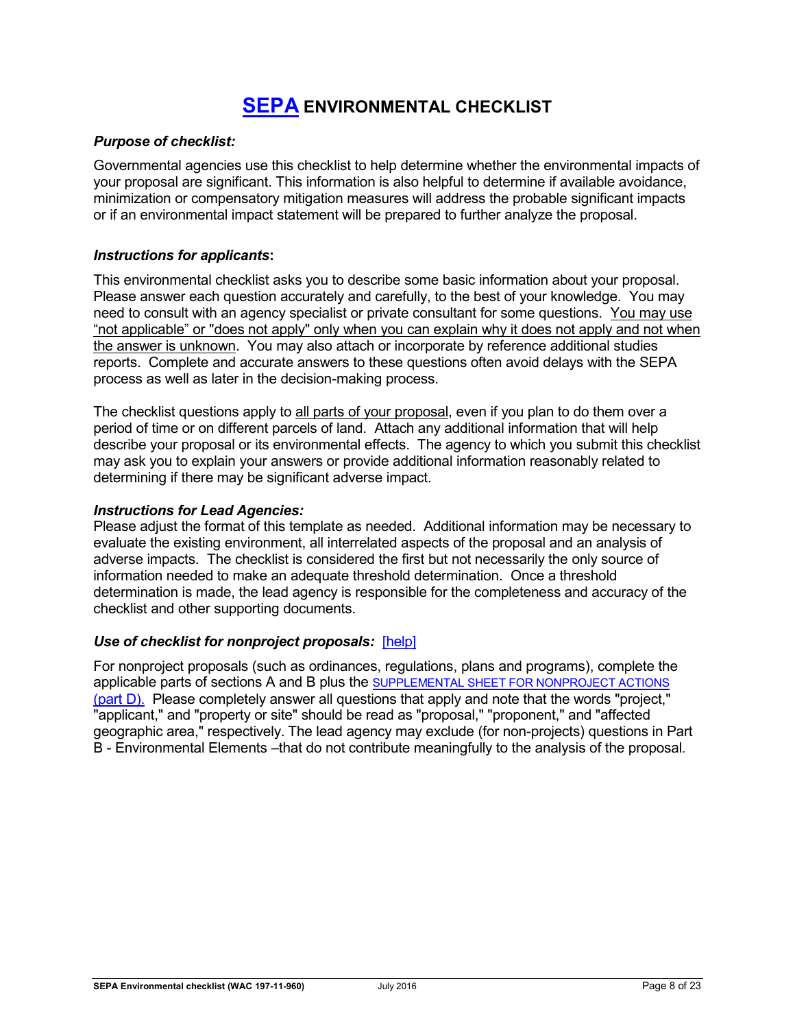# SEPA ENVIRONMENTAL CHECKLIST

***Purpose of checklist:***

Governmental agencies use this checklist to help determine whether the environmental impacts of your proposal are significant. This information is also helpful to determine if available avoidance, minimization or compensatory mitigation measures will address the probable significant impacts or if an environmental impact statement will be prepared to further analyze the proposal.

***Instructions for applicants*:**

This environmental checklist asks you to describe some basic information about your proposal. Please answer each question accurately and carefully, to the best of your knowledge. You may need to consult with an agency specialist or private consultant for some questions. You may use “not applicable” or "does not apply" only when you can explain why it does not apply and not when the answer is unknown. You may also attach or incorporate by reference additional studies reports. Complete and accurate answers to these questions often avoid delays with the SEPA process as well as later in the decision-making process.

The checklist questions apply to all parts of your proposal, even if you plan to do them over a period of time or on different parcels of land. Attach any additional information that will help describe your proposal or its environmental effects. The agency to which you submit this checklist may ask you to explain your answers or provide additional information reasonably related to determining if there may be significant adverse impact.

***Instructions for Lead Agencies:***

Please adjust the format of this template as needed. Additional information may be necessary to evaluate the existing environment, all interrelated aspects of the proposal and an analysis of adverse impacts. The checklist is considered the first but not necessarily the only source of information needed to make an adequate threshold determination. Once a threshold determination is made, the lead agency is responsible for the completeness and accuracy of the checklist and other supporting documents.

***Use of checklist for nonproject proposals:*** [help]

For nonproject proposals (such as ordinances, regulations, plans and programs), complete the applicable parts of sections A and B plus the SUPPLEMENTAL SHEET FOR NONPROJECT ACTIONS (part D). Please completely answer all questions that apply and note that the words "project," "applicant," and "property or site" should be read as "proposal," "proponent," and "affected geographic area," respectively. The lead agency may exclude (for non-projects) questions in Part B - Environmental Elements –that do not contribute meaningfully to the analysis of the proposal.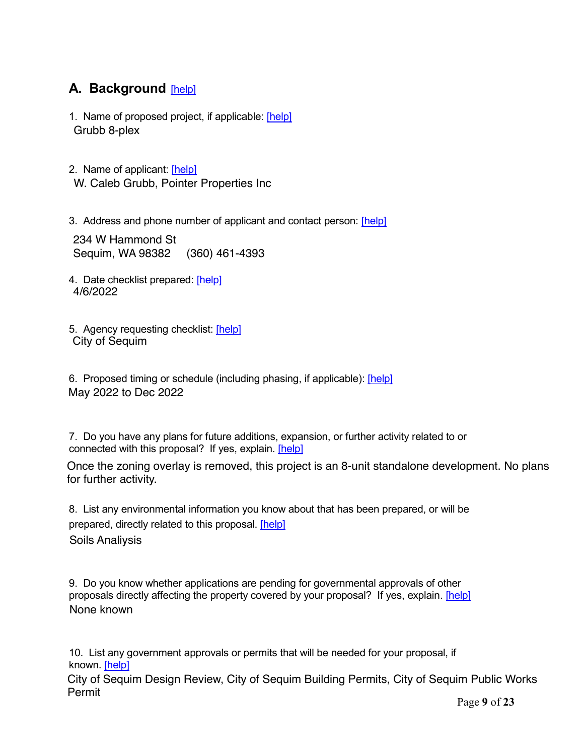## A. Background [help]

1. Name of proposed project, if applicable: [help]

   Grubb 8-plex

2. Name of applicant: [help]

   W. Caleb Grubb, Pointer Properties Inc

3. Address and phone number of applicant and contact person: [help]

   234 W Hammond St
   Sequim, WA 98382 (360) 461-4393

4. Date checklist prepared: [help]

   4/6/2022

5. Agency requesting checklist: [help]

   City of Sequim

6. Proposed timing or schedule (including phasing, if applicable): [help]

   May 2022 to Dec 2022

7. Do you have any plans for future additions, expansion, or further activity related to or connected with this proposal? If yes, explain. [help]

   Once the zoning overlay is removed, this project is an 8-unit standalone development. No plans for further activity.

8. List any environmental information you know about that has been prepared, or will be prepared, directly related to this proposal. [help]

   Soils Analiysis

9. Do you know whether applications are pending for governmental approvals of other proposals directly affecting the property covered by your proposal? If yes, explain. [help]

   None known

10. List any government approvals or permits that will be needed for your proposal, if known. [help]

    City of Sequim Design Review, City of Sequim Building Permits, City of Sequim Public Works Permit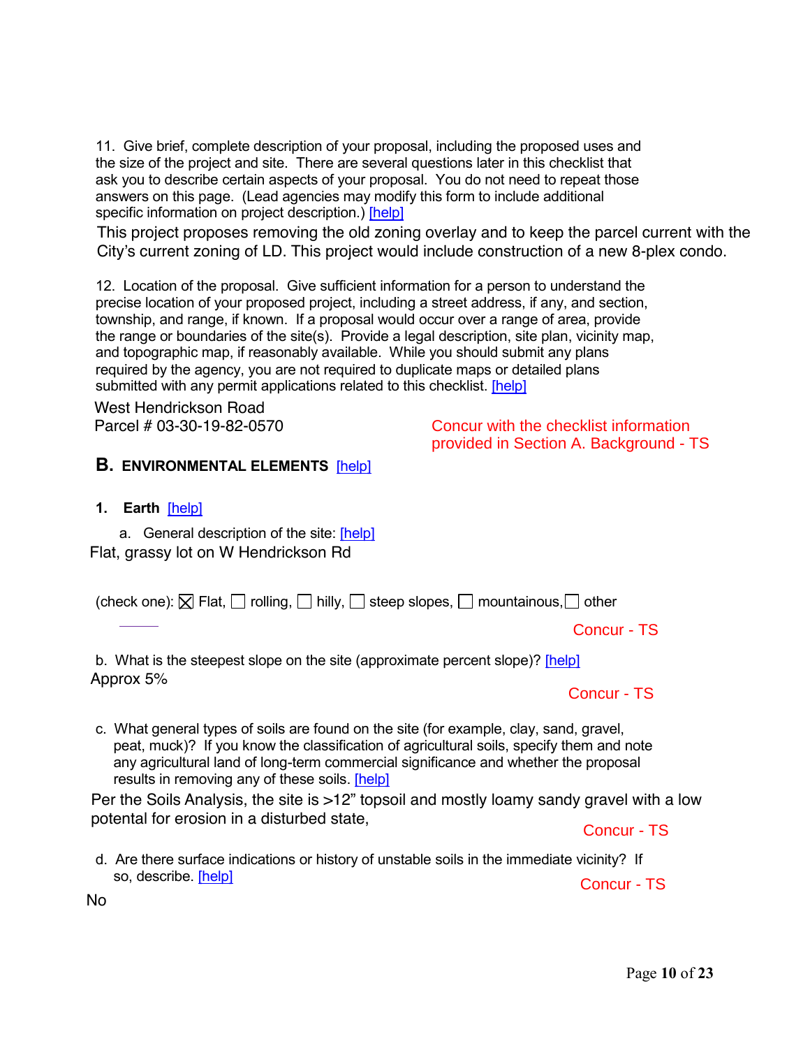11. Give brief, complete description of your proposal, including the proposed uses and the size of the project and site. There are several questions later in this checklist that ask you to describe certain aspects of your proposal. You do not need to repeat those answers on this page. (Lead agencies may modify this form to include additional specific information on project description.) [help]

This project proposes removing the old zoning overlay and to keep the parcel current with the City's current zoning of LD. This project would include construction of a new 8-plex condo.

12. Location of the proposal. Give sufficient information for a person to understand the precise location of your proposed project, including a street address, if any, and section, township, and range, if known. If a proposal would occur over a range of area, provide the range or boundaries of the site(s). Provide a legal description, site plan, vicinity map, and topographic map, if reasonably available. While you should submit any plans required by the agency, you are not required to duplicate maps or detailed plans submitted with any permit applications related to this checklist. [help]

West Hendrickson Road
Parcel # 03-30-19-82-0570

Concur with the checklist information provided in Section A. Background - TS

## B. ENVIRONMENTAL ELEMENTS [help]

### 1. Earth [help]

a. General description of the site: [help]

Flat, grassy lot on W Hendrickson Rd

(check one): ☒ Flat, ☐ rolling, ☐ hilly, ☐ steep slopes, ☐ mountainous, ☐ other

Concur - TS

b. What is the steepest slope on the site (approximate percent slope)? [help]

Approx 5%

Concur - TS

c. What general types of soils are found on the site (for example, clay, sand, gravel, peat, muck)? If you know the classification of agricultural soils, specify them and note any agricultural land of long-term commercial significance and whether the proposal results in removing any of these soils. [help]

Per the Soils Analysis, the site is >12" topsoil and mostly loamy sandy gravel with a low potential for erosion in a disturbed state,

Concur - TS

d. Are there surface indications or history of unstable soils in the immediate vicinity? If so, describe. [help]

Concur - TS

No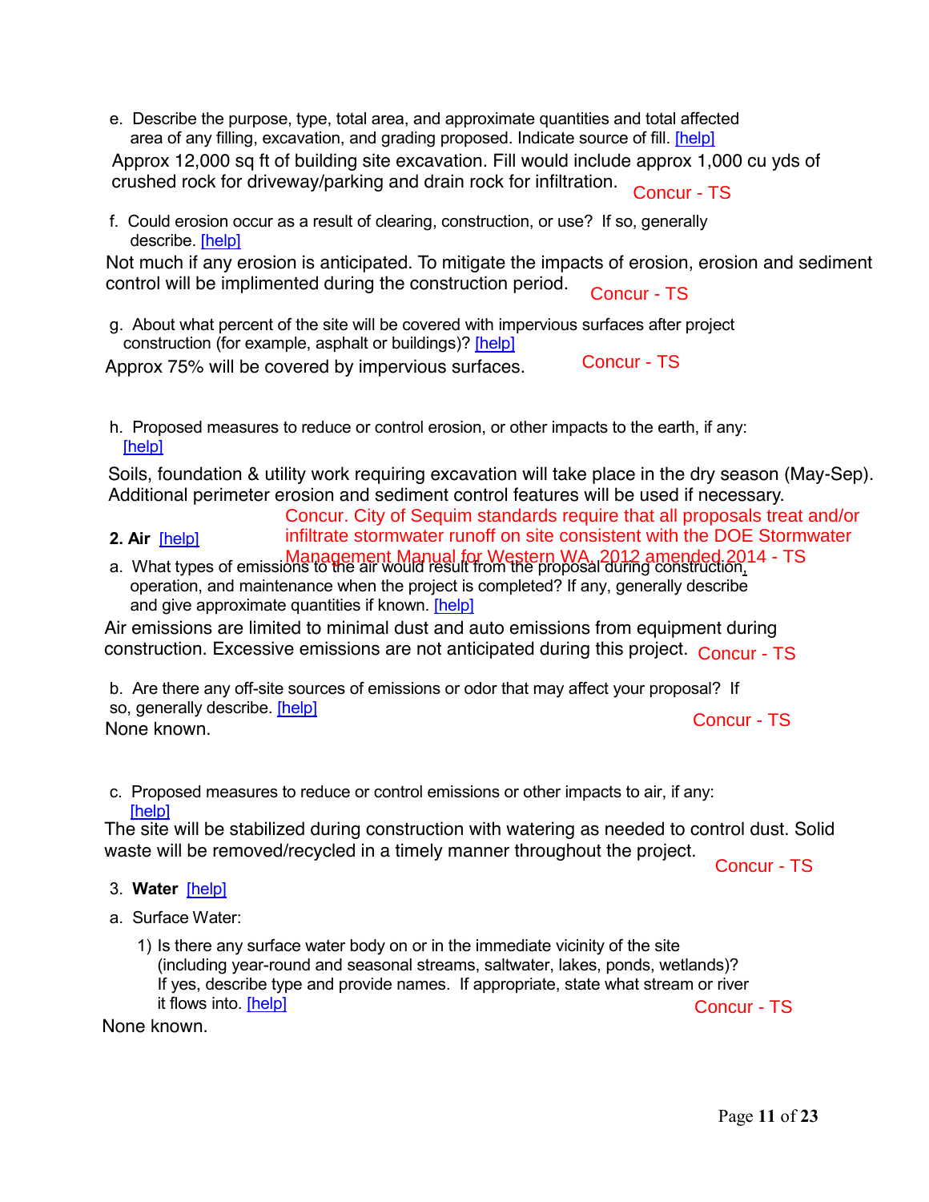e. Describe the purpose, type, total area, and approximate quantities and total affected area of any filling, excavation, and grading proposed. Indicate source of fill. [help]

Approx 12,000 sq ft of building site excavation. Fill would include approx 1,000 cu yds of crushed rock for driveway/parking and drain rock for infiltration. Concur - TS

f. Could erosion occur as a result of clearing, construction, or use? If so, generally describe. [help]

Not much if any erosion is anticipated. To mitigate the impacts of erosion, erosion and sediment control will be implimented during the construction period. Concur - TS

g. About what percent of the site will be covered with impervious surfaces after project construction (for example, asphalt or buildings)? [help]

Approx 75% will be covered by impervious surfaces. Concur - TS

h. Proposed measures to reduce or control erosion, or other impacts to the earth, if any: [help]

Soils, foundation & utility work requiring excavation will take place in the dry season (May-Sep). Additional perimeter erosion and sediment control features will be used if necessary.

Concur. City of Sequim standards require that all proposals treat and/or infiltrate stormwater runoff on site consistent with the DOE Stormwater Management Manual for Western WA, 2012 amended 2014 - TS

**2. Air** [help]

a. What types of emissions to the air would result from the proposal during construction, operation, and maintenance when the project is completed? If any, generally describe and give approximate quantities if known. [help]

Air emissions are limited to minimal dust and auto emissions from equipment during construction. Excessive emissions are not anticipated during this project. Concur - TS

b. Are there any off-site sources of emissions or odor that may affect your proposal? If so, generally describe. [help]

None known. Concur - TS

c. Proposed measures to reduce or control emissions or other impacts to air, if any: [help]

The site will be stabilized during construction with watering as needed to control dust. Solid waste will be removed/recycled in a timely manner throughout the project. Concur - TS

3. **Water** [help]

a. Surface Water:

1) Is there any surface water body on or in the immediate vicinity of the site (including year-round and seasonal streams, saltwater, lakes, ponds, wetlands)? If yes, describe type and provide names. If appropriate, state what stream or river it flows into. [help]

None known. Concur - TS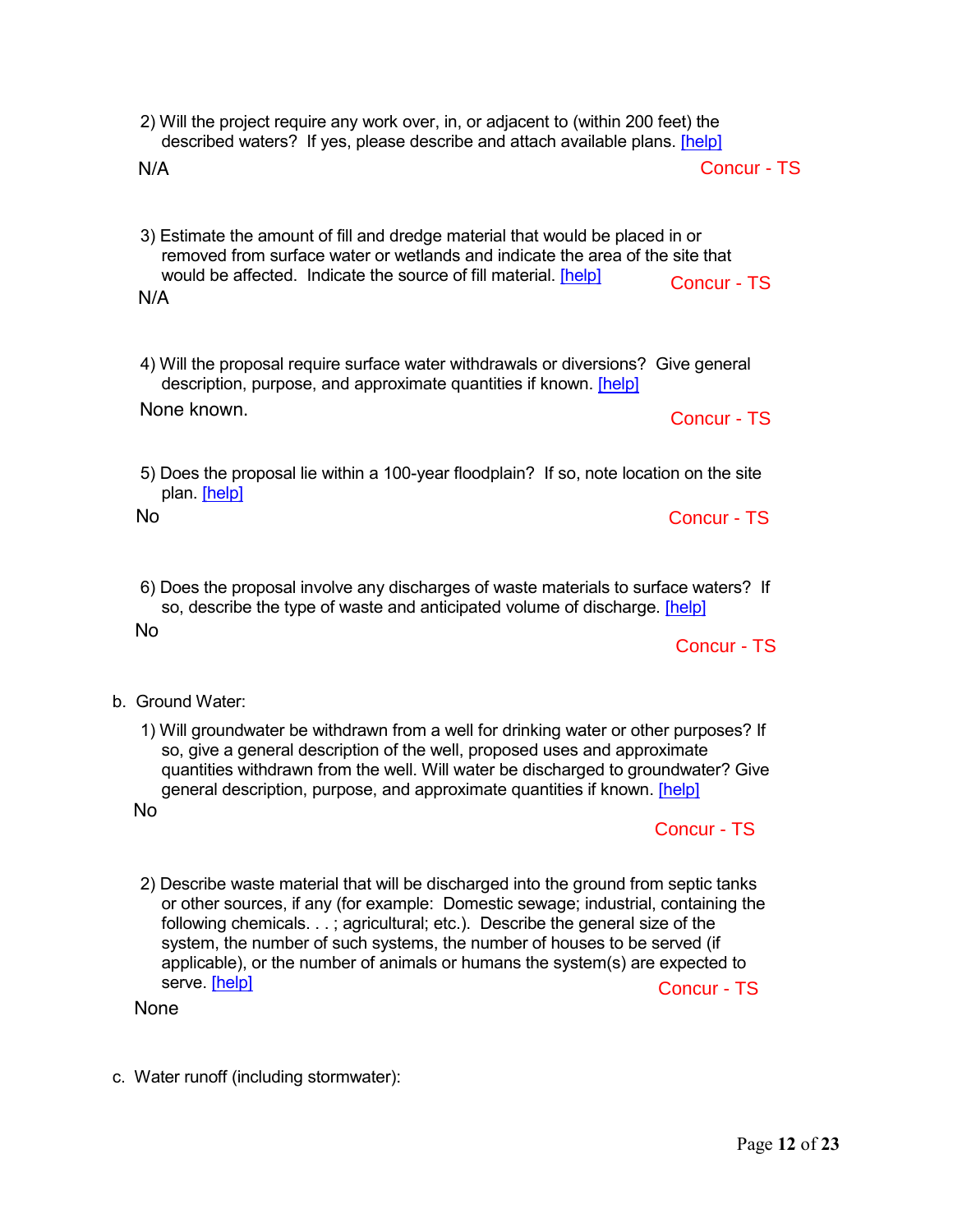2) Will the project require any work over, in, or adjacent to (within 200 feet) the described waters? If yes, please describe and attach available plans. [help]

N/A

Concur - TS

3) Estimate the amount of fill and dredge material that would be placed in or removed from surface water or wetlands and indicate the area of the site that would be affected. Indicate the source of fill material. [help]

N/A

Concur - TS

4) Will the proposal require surface water withdrawals or diversions? Give general description, purpose, and approximate quantities if known. [help]

None known.

Concur - TS

5) Does the proposal lie within a 100-year floodplain? If so, note location on the site plan. [help]

No

Concur - TS

6) Does the proposal involve any discharges of waste materials to surface waters? If so, describe the type of waste and anticipated volume of discharge. [help]

No

Concur - TS

b. Ground Water:

1) Will groundwater be withdrawn from a well for drinking water or other purposes? If so, give a general description of the well, proposed uses and approximate quantities withdrawn from the well. Will water be discharged to groundwater? Give general description, purpose, and approximate quantities if known. [help]

No

Concur - TS

2) Describe waste material that will be discharged into the ground from septic tanks or other sources, if any (for example: Domestic sewage; industrial, containing the following chemicals. . . ; agricultural; etc.). Describe the general size of the system, the number of such systems, the number of houses to be served (if applicable), or the number of animals or humans the system(s) are expected to serve. [help]

None

Concur - TS

c. Water runoff (including stormwater):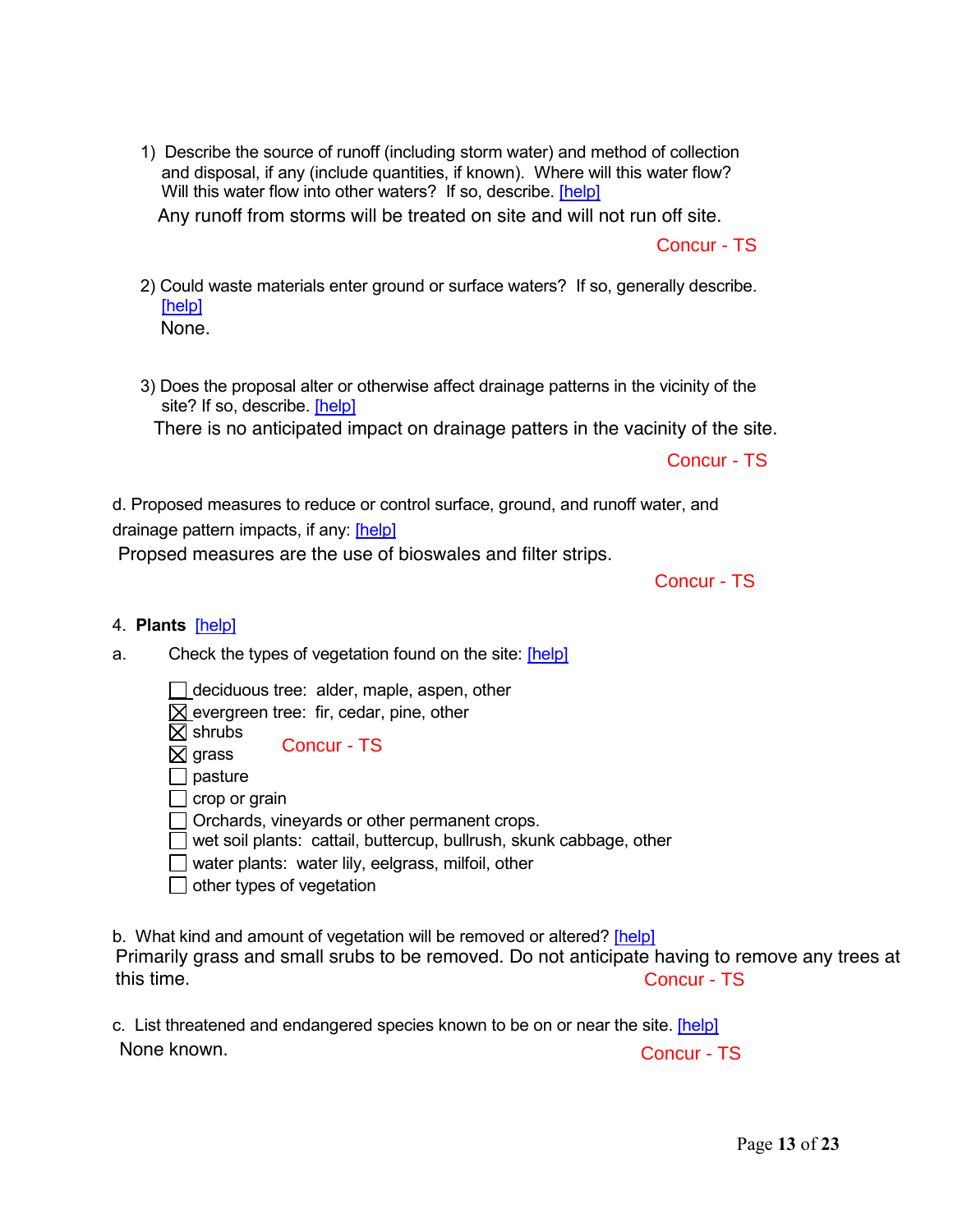1) Describe the source of runoff (including storm water) and method of collection and disposal, if any (include quantities, if known). Where will this water flow? Will this water flow into other waters? If so, describe. [help]

Any runoff from storms will be treated on site and will not run off site.

Concur - TS

2) Could waste materials enter ground or surface waters? If so, generally describe. [help]

None.

3) Does the proposal alter or otherwise affect drainage patterns in the vicinity of the site? If so, describe. [help]

There is no anticipated impact on drainage patters in the vacinity of the site.

Concur - TS

d. Proposed measures to reduce or control surface, ground, and runoff water, and drainage pattern impacts, if any: [help]

Propsed measures are the use of bioswales and filter strips.

Concur - TS

4. **Plants** [help]

a. Check the types of vegetation found on the site: [help]

- ☐ deciduous tree: alder, maple, aspen, other
- ☒ evergreen tree: fir, cedar, pine, other
- ☒ shrubs
- ☒ grass
- ☐ pasture
- ☐ crop or grain
- ☐ Orchards, vineyards or other permanent crops.
- ☐ wet soil plants: cattail, buttercup, bullrush, skunk cabbage, other
- ☐ water plants: water lily, eelgrass, milfoil, other
- ☐ other types of vegetation

Concur - TS

b. What kind and amount of vegetation will be removed or altered? [help]

Primarily grass and small srubs to be removed. Do not anticipate having to remove any trees at this time.

Concur - TS

c. List threatened and endangered species known to be on or near the site. [help]

None known.

Concur - TS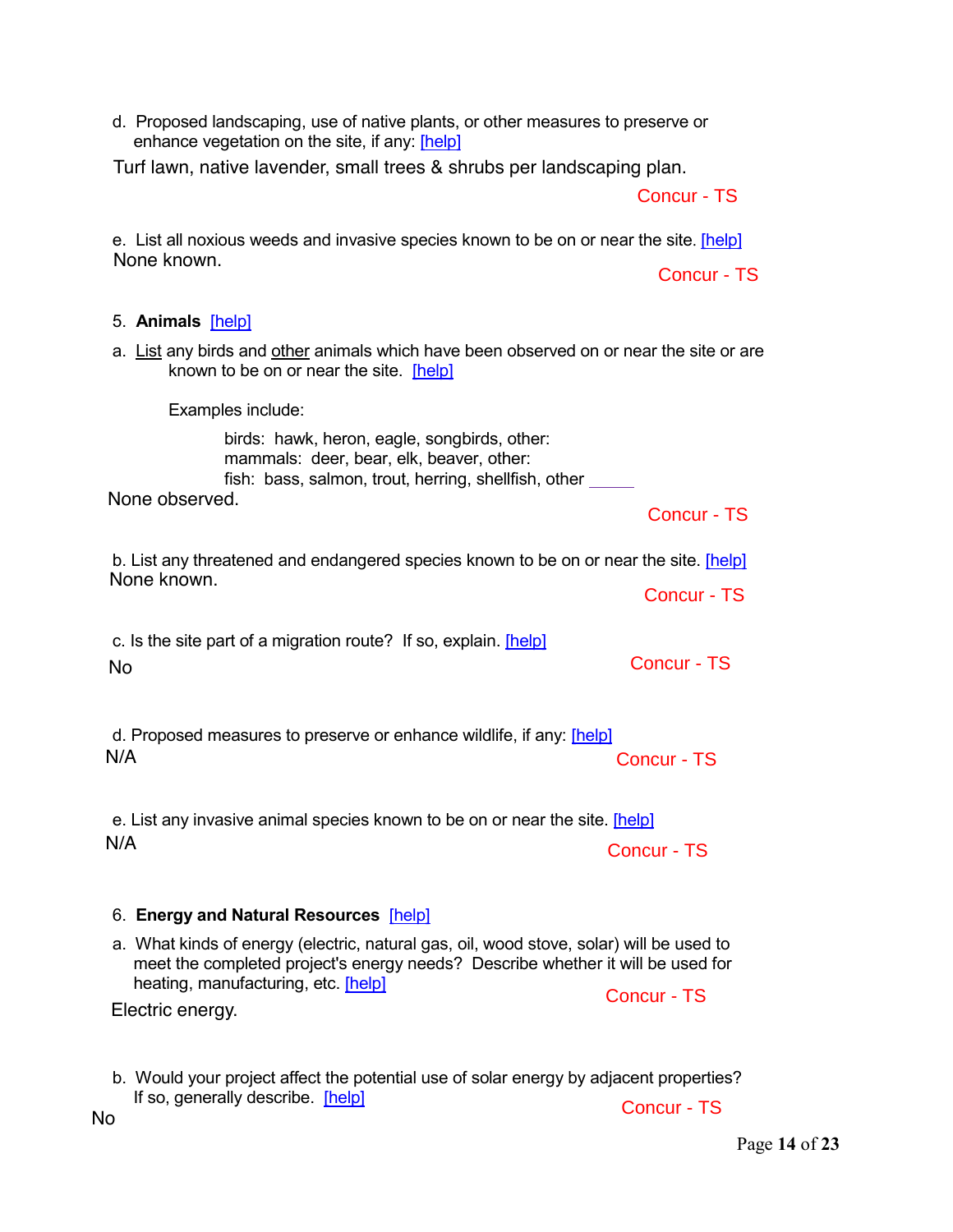d. Proposed landscaping, use of native plants, or other measures to preserve or enhance vegetation on the site, if any: [help]

Turf lawn, native lavender, small trees & shrubs per landscaping plan.

Concur - TS

e. List all noxious weeds and invasive species known to be on or near the site. [help]

None known.

Concur - TS

5. **Animals** [help]

a. <u>List</u> any birds and <u>other</u> animals which have been observed on or near the site or are known to be on or near the site. [help]

Examples include:

birds: hawk, heron, eagle, songbirds, other:
mammals: deer, bear, elk, beaver, other:
fish: bass, salmon, trout, herring, shellfish, other _____

None observed.

Concur - TS

b. List any threatened and endangered species known to be on or near the site. [help]

None known.

Concur - TS

c. Is the site part of a migration route? If so, explain. [help]

No

Concur - TS

d. Proposed measures to preserve or enhance wildlife, if any: [help]

N/A

Concur - TS

e. List any invasive animal species known to be on or near the site. [help]

N/A

Concur - TS

6. **Energy and Natural Resources** [help]

a. What kinds of energy (electric, natural gas, oil, wood stove, solar) will be used to meet the completed project's energy needs? Describe whether it will be used for heating, manufacturing, etc. [help]

Electric energy.

Concur - TS

b. Would your project affect the potential use of solar energy by adjacent properties? If so, generally describe. [help]

No

Concur - TS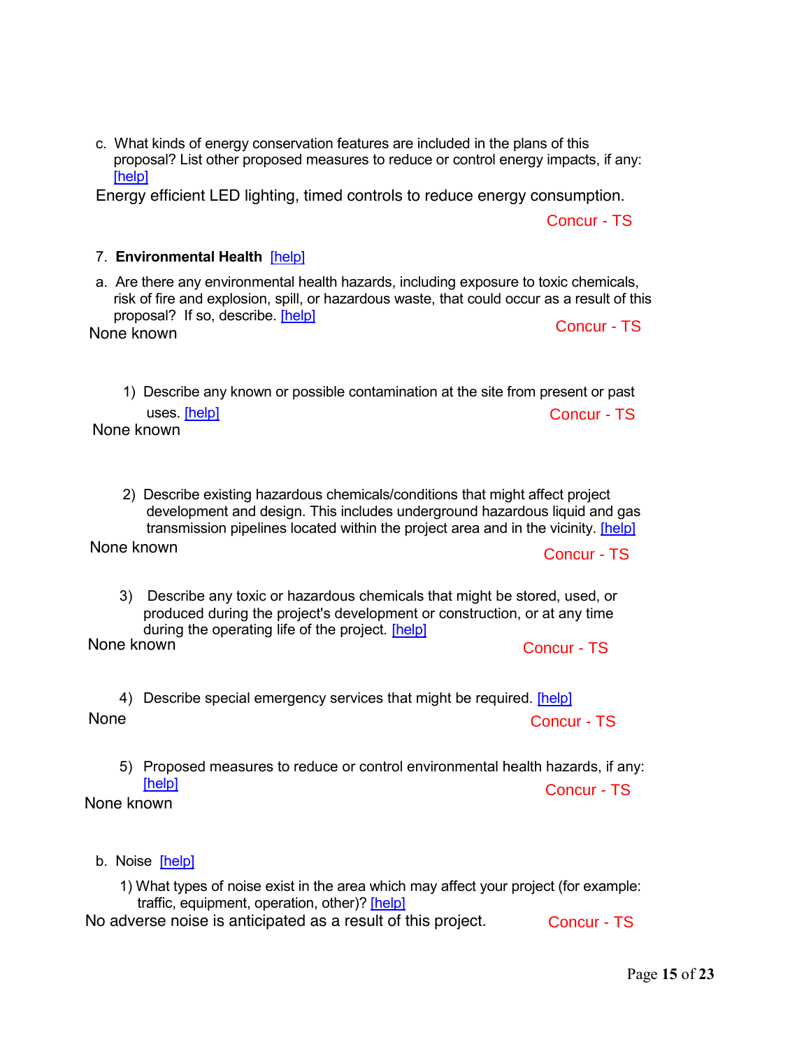c. What kinds of energy conservation features are included in the plans of this proposal? List other proposed measures to reduce or control energy impacts, if any: [help]

Energy efficient LED lighting, timed controls to reduce energy consumption.

Concur - TS

7. **Environmental Health** [help]

a. Are there any environmental health hazards, including exposure to toxic chemicals, risk of fire and explosion, spill, or hazardous waste, that could occur as a result of this proposal? If so, describe. [help]

None known

Concur - TS

1) Describe any known or possible contamination at the site from present or past uses. [help]

None known

Concur - TS

2) Describe existing hazardous chemicals/conditions that might affect project development and design. This includes underground hazardous liquid and gas transmission pipelines located within the project area and in the vicinity. [help]

None known

Concur - TS

3) Describe any toxic or hazardous chemicals that might be stored, used, or produced during the project's development or construction, or at any time during the operating life of the project. [help]

None known

Concur - TS

4) Describe special emergency services that might be required. [help]

None

Concur - TS

5) Proposed measures to reduce or control environmental health hazards, if any: [help]

None known

Concur - TS

b. Noise [help]

1) What types of noise exist in the area which may affect your project (for example: traffic, equipment, operation, other)? [help]

No adverse noise is anticipated as a result of this project.

Concur - TS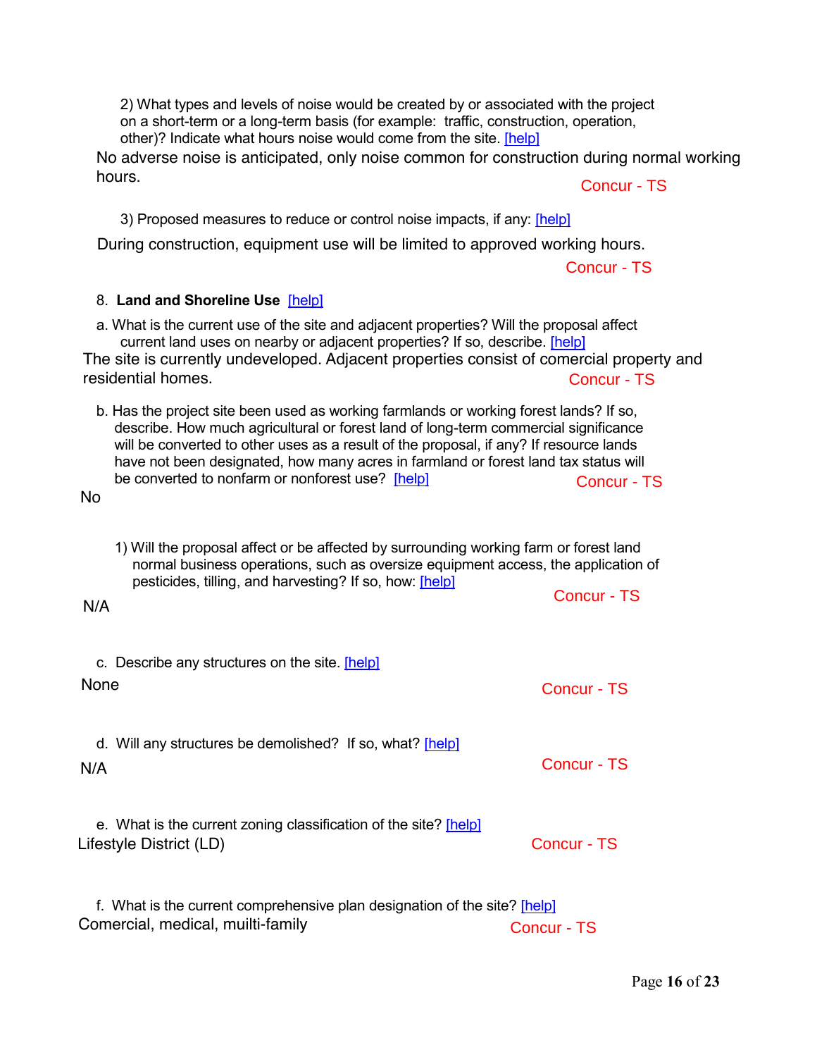2) What types and levels of noise would be created by or associated with the project on a short-term or a long-term basis (for example: traffic, construction, operation, other)? Indicate what hours noise would come from the site. [help]

No adverse noise is anticipated, only noise common for construction during normal working hours.

Concur - TS

3) Proposed measures to reduce or control noise impacts, if any: [help]

During construction, equipment use will be limited to approved working hours.

Concur - TS

8. **Land and Shoreline Use** [help]

a. What is the current use of the site and adjacent properties? Will the proposal affect current land uses on nearby or adjacent properties? If so, describe. [help]

The site is currently undeveloped. Adjacent properties consist of comercial property and residential homes.

Concur - TS

b. Has the project site been used as working farmlands or working forest lands? If so, describe. How much agricultural or forest land of long-term commercial significance will be converted to other uses as a result of the proposal, if any? If resource lands have not been designated, how many acres in farmland or forest land tax status will be converted to nonfarm or nonforest use? [help]

Concur - TS

No

1) Will the proposal affect or be affected by surrounding working farm or forest land normal business operations, such as oversize equipment access, the application of pesticides, tilling, and harvesting? If so, how: [help]

Concur - TS

N/A

c. Describe any structures on the site. [help]

None

Concur - TS

d. Will any structures be demolished? If so, what? [help]

N/A

Concur - TS

e. What is the current zoning classification of the site? [help]

Lifestyle District (LD)

Concur - TS

f. What is the current comprehensive plan designation of the site? [help]

Comercial, medical, muilti-family

Concur - TS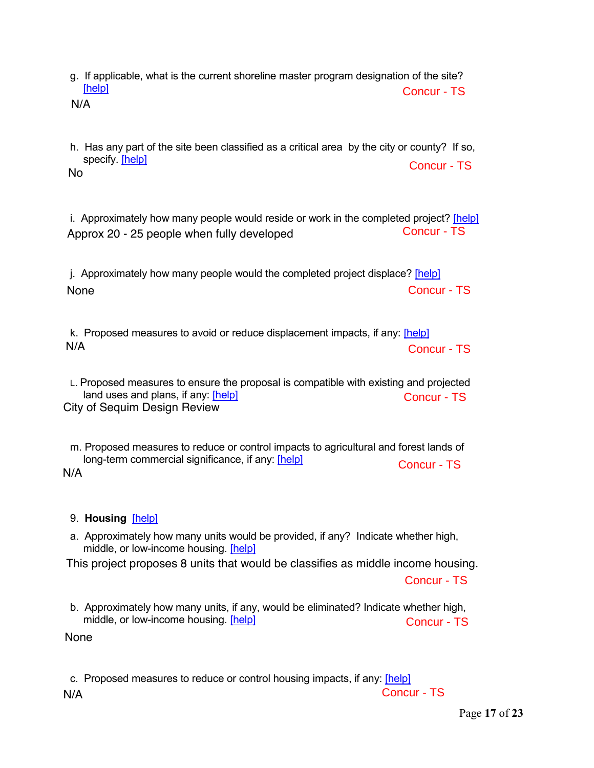g. If applicable, what is the current shoreline master program designation of the site? [help]

N/A

Concur - TS

h. Has any part of the site been classified as a critical area by the city or county? If so, specify. [help]

No

Concur - TS

i. Approximately how many people would reside or work in the completed project? [help]

Approx 20 - 25 people when fully developed

Concur - TS

j. Approximately how many people would the completed project displace? [help]

None

Concur - TS

k. Proposed measures to avoid or reduce displacement impacts, if any: [help]

N/A

Concur - TS

L. Proposed measures to ensure the proposal is compatible with existing and projected land uses and plans, if any: [help]

City of Sequim Design Review

Concur - TS

m. Proposed measures to reduce or control impacts to agricultural and forest lands of long-term commercial significance, if any: [help]

N/A

Concur - TS

9. **Housing** [help]

a. Approximately how many units would be provided, if any? Indicate whether high, middle, or low-income housing. [help]

This project proposes 8 units that would be classifies as middle income housing.

Concur - TS

b. Approximately how many units, if any, would be eliminated? Indicate whether high, middle, or low-income housing. [help]

None

Concur - TS

c. Proposed measures to reduce or control housing impacts, if any: [help]

N/A

Concur - TS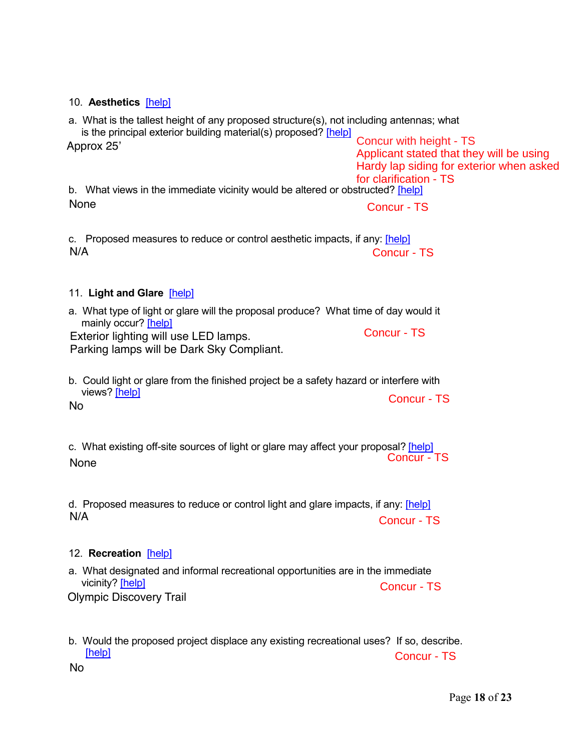10. **Aesthetics** [help]

a. What is the tallest height of any proposed structure(s), not including antennas; what is the principal exterior building material(s) proposed? [help]

Approx 25'

Concur with height - TS
Applicant stated that they will be using Hardy lap siding for exterior when asked for clarification - TS

b. What views in the immediate vicinity would be altered or obstructed? [help]

None

Concur - TS

c. Proposed measures to reduce or control aesthetic impacts, if any: [help]

N/A

Concur - TS

11. **Light and Glare** [help]

a. What type of light or glare will the proposal produce? What time of day would it mainly occur? [help]

Exterior lighting will use LED lamps.
Parking lamps will be Dark Sky Compliant.

Concur - TS

b. Could light or glare from the finished project be a safety hazard or interfere with views? [help]

No

Concur - TS

c. What existing off-site sources of light or glare may affect your proposal? [help]

None

Concur - TS

d. Proposed measures to reduce or control light and glare impacts, if any: [help]

N/A

Concur - TS

12. **Recreation** [help]

a. What designated and informal recreational opportunities are in the immediate vicinity? [help]

Olympic Discovery Trail

Concur - TS

b. Would the proposed project displace any existing recreational uses? If so, describe. [help]

No

Concur - TS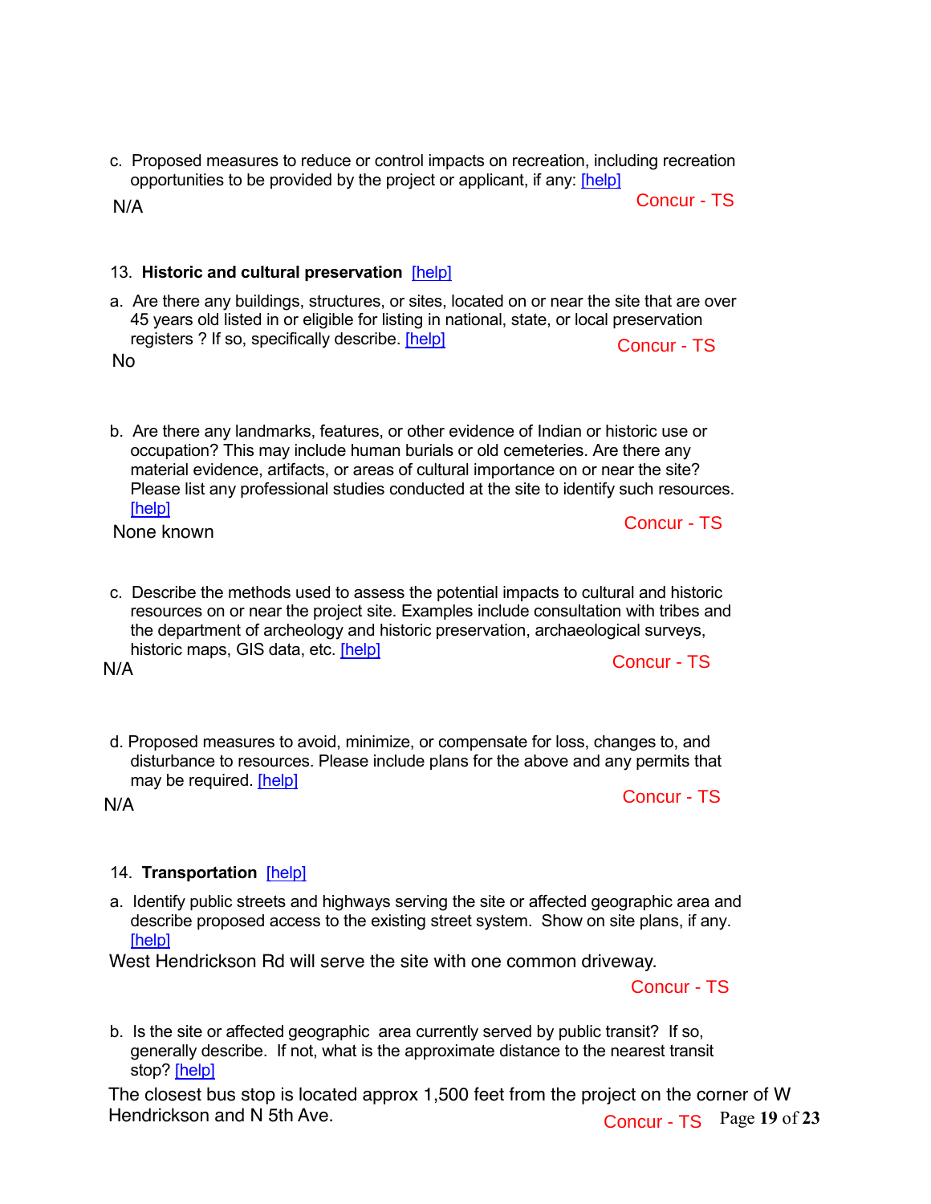c. Proposed measures to reduce or control impacts on recreation, including recreation opportunities to be provided by the project or applicant, if any: [help]

N/A

Concur - TS

13. **Historic and cultural preservation** [help]

a. Are there any buildings, structures, or sites, located on or near the site that are over 45 years old listed in or eligible for listing in national, state, or local preservation registers ? If so, specifically describe. [help]

No

Concur - TS

b. Are there any landmarks, features, or other evidence of Indian or historic use or occupation? This may include human burials or old cemeteries. Are there any material evidence, artifacts, or areas of cultural importance on or near the site? Please list any professional studies conducted at the site to identify such resources. [help]

None known

Concur - TS

c. Describe the methods used to assess the potential impacts to cultural and historic resources on or near the project site. Examples include consultation with tribes and the department of archeology and historic preservation, archaeological surveys, historic maps, GIS data, etc. [help]

N/A

Concur - TS

d. Proposed measures to avoid, minimize, or compensate for loss, changes to, and disturbance to resources. Please include plans for the above and any permits that may be required. [help]

N/A

Concur - TS

14. **Transportation** [help]

a. Identify public streets and highways serving the site or affected geographic area and describe proposed access to the existing street system. Show on site plans, if any. [help]

West Hendrickson Rd will serve the site with one common driveway.

Concur - TS

b. Is the site or affected geographic area currently served by public transit? If so, generally describe. If not, what is the approximate distance to the nearest transit stop? [help]

The closest bus stop is located approx 1,500 feet from the project on the corner of W Hendrickson and N 5th Ave.

Concur - TS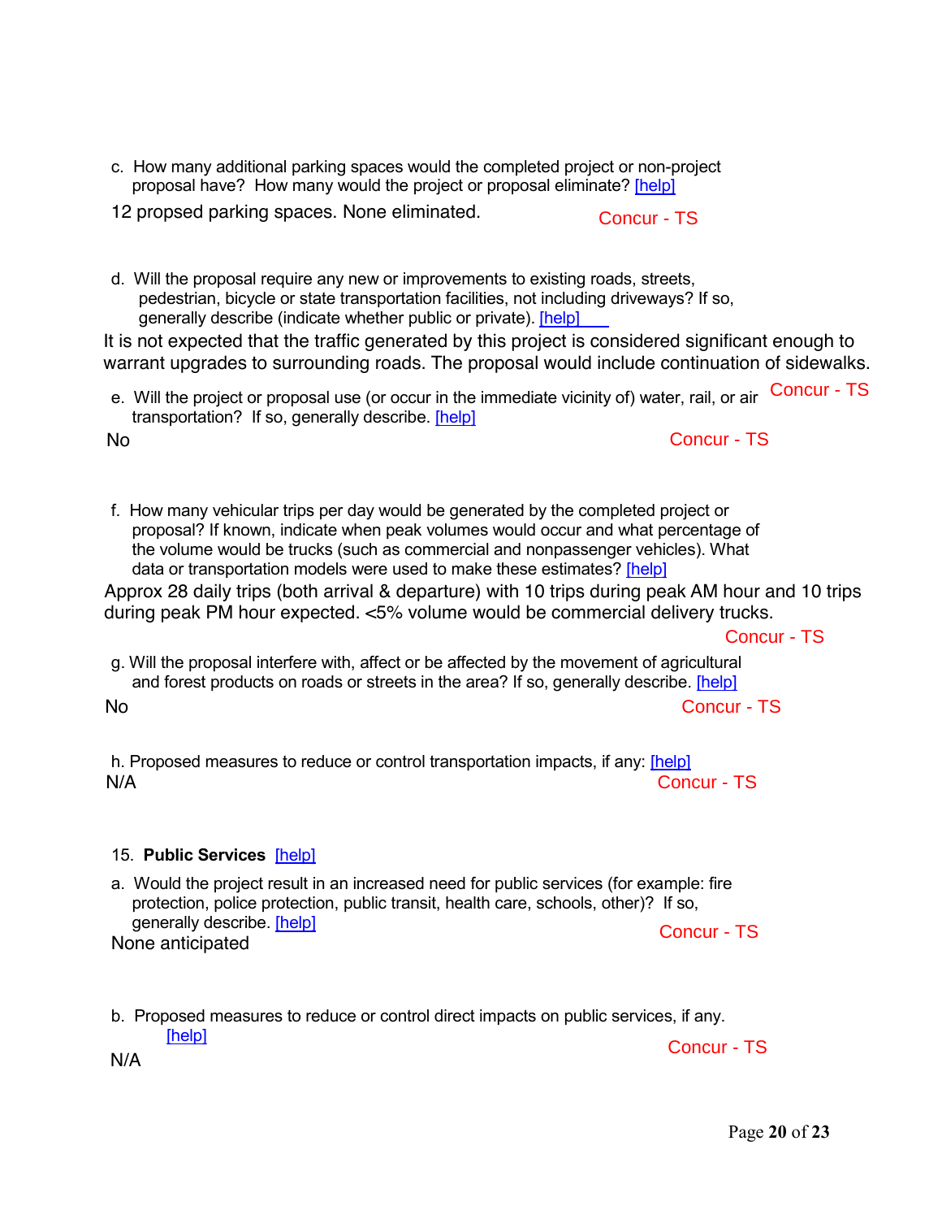c. How many additional parking spaces would the completed project or non-project proposal have? How many would the project or proposal eliminate? [help]

12 propsed parking spaces. None eliminated.

Concur - TS

d. Will the proposal require any new or improvements to existing roads, streets, pedestrian, bicycle or state transportation facilities, not including driveways? If so, generally describe (indicate whether public or private). [help]

It is not expected that the traffic generated by this project is considered significant enough to warrant upgrades to surrounding roads. The proposal would include continuation of sidewalks.

Concur - TS

e. Will the project or proposal use (or occur in the immediate vicinity of) water, rail, or air transportation? If so, generally describe. [help]

No

Concur - TS

f. How many vehicular trips per day would be generated by the completed project or proposal? If known, indicate when peak volumes would occur and what percentage of the volume would be trucks (such as commercial and nonpassenger vehicles). What data or transportation models were used to make these estimates? [help]

Approx 28 daily trips (both arrival & departure) with 10 trips during peak AM hour and 10 trips during peak PM hour expected. <5% volume would be commercial delivery trucks.

Concur - TS

g. Will the proposal interfere with, affect or be affected by the movement of agricultural and forest products on roads or streets in the area? If so, generally describe. [help]

No

Concur - TS

h. Proposed measures to reduce or control transportation impacts, if any: [help]

N/A

Concur - TS

15. **Public Services** [help]

a. Would the project result in an increased need for public services (for example: fire protection, police protection, public transit, health care, schools, other)? If so, generally describe. [help]

None anticipated

Concur - TS

b. Proposed measures to reduce or control direct impacts on public services, if any. [help]

N/A

Concur - TS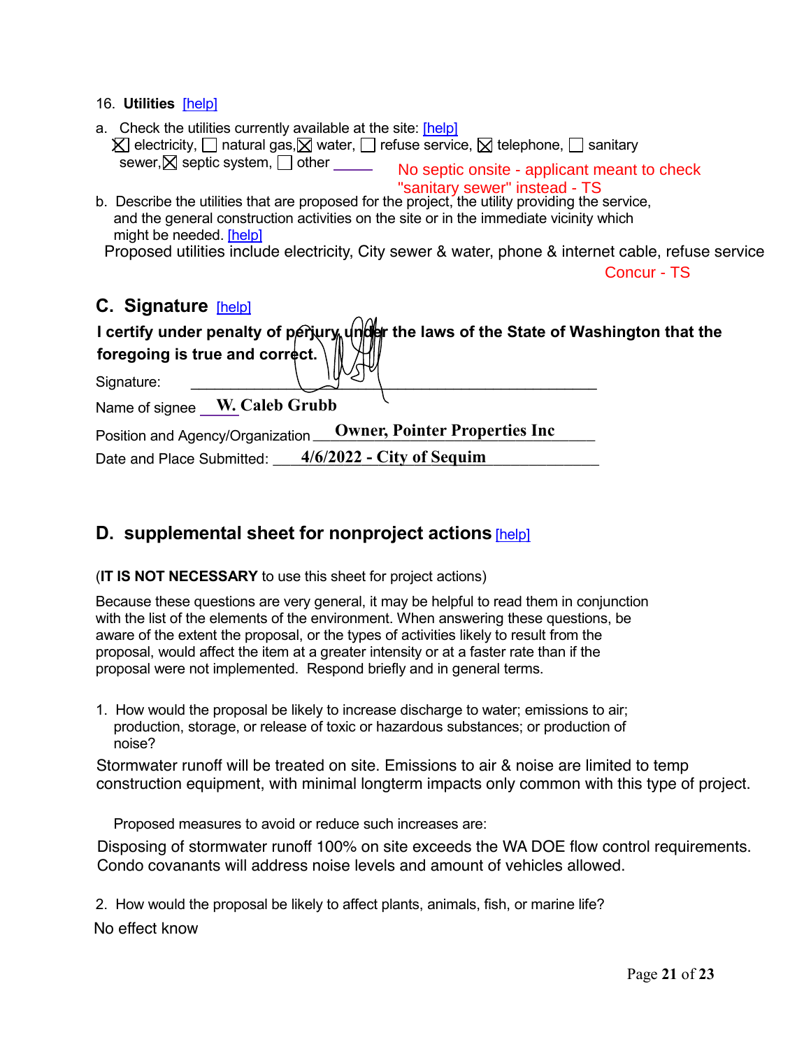16. **Utilities** [help]

a. Check the utilities currently available at the site: [help]
☒ electricity, ☐ natural gas, ☒ water, ☐ refuse service, ☒ telephone, ☐ sanitary sewer, ☒ septic system, ☐ other _____

No septic onsite - applicant meant to check "sanitary sewer" instead - TS

b. Describe the utilities that are proposed for the project, the utility providing the service, and the general construction activities on the site or in the immediate vicinity which might be needed. [help]

Proposed utilities include electricity, City sewer & water, phone & internet cable, refuse service

Concur - TS

## C. Signature [help]

**I certify under penalty of perjury under the laws of the State of Washington that the foregoing is true and correct.**

Signature: ______________________________

Name of signee W. Caleb Grubb

Position and Agency/Organization Owner, Pointer Properties Inc

Date and Place Submitted: 4/6/2022 - City of Sequim

## D. supplemental sheet for nonproject actions [help]

(**IT IS NOT NECESSARY** to use this sheet for project actions)

Because these questions are very general, it may be helpful to read them in conjunction with the list of the elements of the environment. When answering these questions, be aware of the extent the proposal, or the types of activities likely to result from the proposal, would affect the item at a greater intensity or at a faster rate than if the proposal were not implemented. Respond briefly and in general terms.

1. How would the proposal be likely to increase discharge to water; emissions to air; production, storage, or release of toxic or hazardous substances; or production of noise?

Stormwater runoff will be treated on site. Emissions to air & noise are limited to temp construction equipment, with minimal longterm impacts only common with this type of project.

Proposed measures to avoid or reduce such increases are:

Disposing of stormwater runoff 100% on site exceeds the WA DOE flow control requirements. Condo covanants will address noise levels and amount of vehicles allowed.

2. How would the proposal be likely to affect plants, animals, fish, or marine life?

No effect know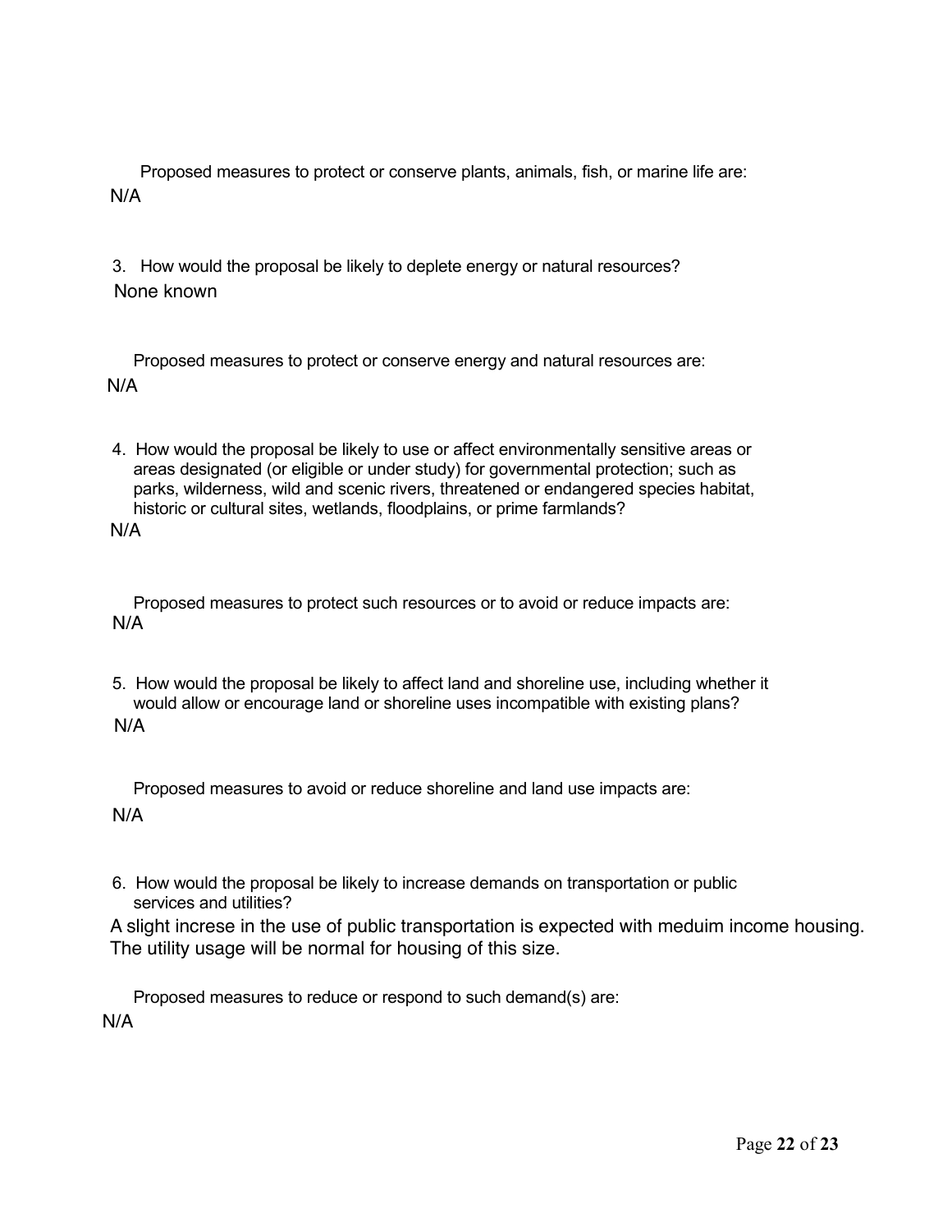Proposed measures to protect or conserve plants, animals, fish, or marine life are:

N/A

3. How would the proposal be likely to deplete energy or natural resources?

None known

Proposed measures to protect or conserve energy and natural resources are:

N/A

4. How would the proposal be likely to use or affect environmentally sensitive areas or areas designated (or eligible or under study) for governmental protection; such as parks, wilderness, wild and scenic rivers, threatened or endangered species habitat, historic or cultural sites, wetlands, floodplains, or prime farmlands?

N/A

Proposed measures to protect such resources or to avoid or reduce impacts are:

N/A

5. How would the proposal be likely to affect land and shoreline use, including whether it would allow or encourage land or shoreline uses incompatible with existing plans?

N/A

Proposed measures to avoid or reduce shoreline and land use impacts are:

N/A

6. How would the proposal be likely to increase demands on transportation or public services and utilities?

A slight increse in the use of public transportation is expected with meduim income housing. The utility usage will be normal for housing of this size.

Proposed measures to reduce or respond to such demand(s) are:

N/A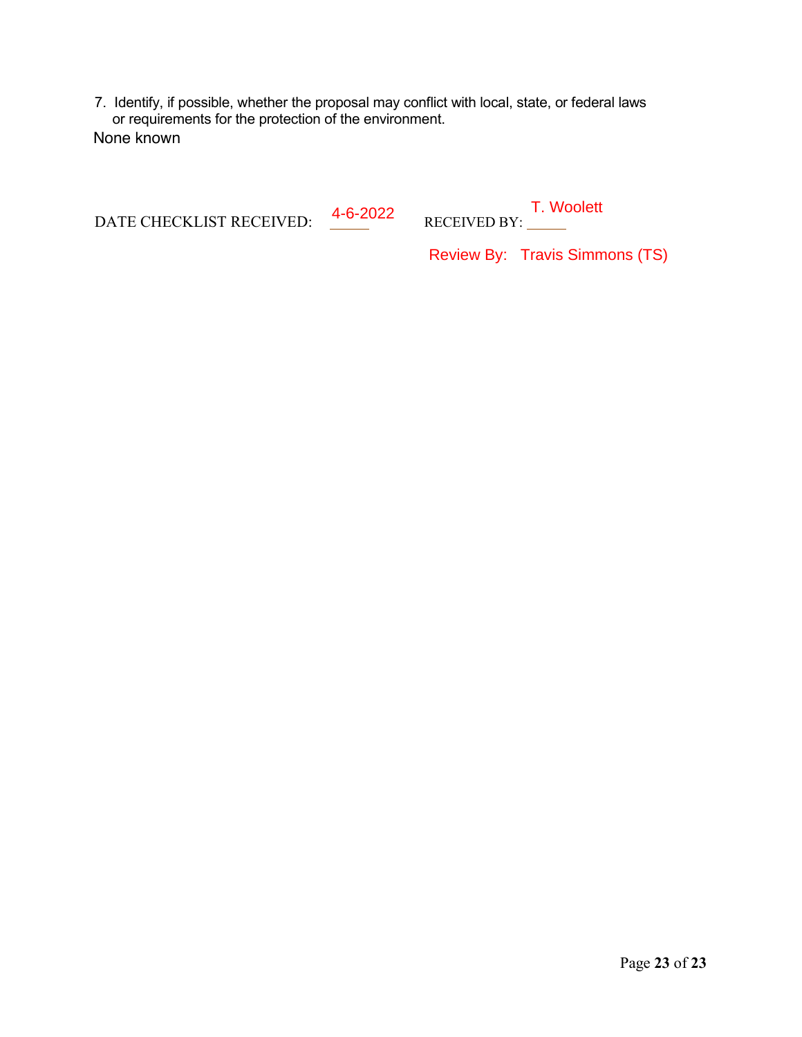7. Identify, if possible, whether the proposal may conflict with local, state, or federal laws or requirements for the protection of the environment.

None known

DATE CHECKLIST RECEIVED: 4-6-2022 RECEIVED BY: T. Woolett

Review By: Travis Simmons (TS)